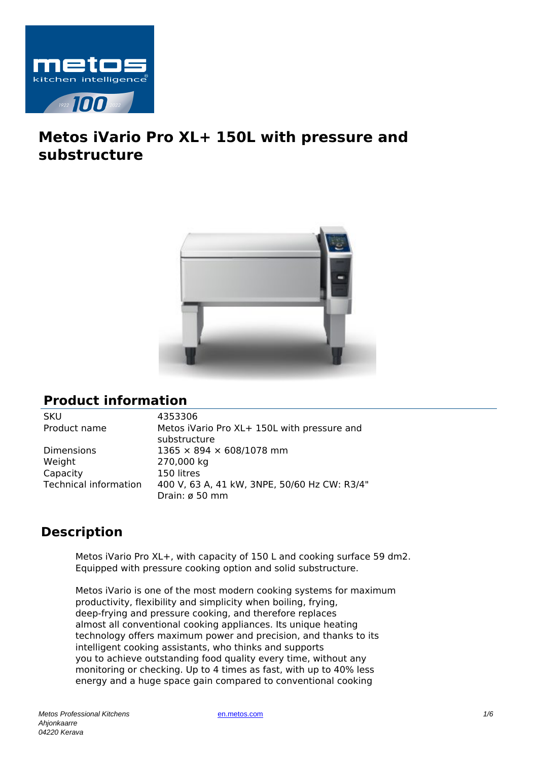# Metos iVario Pro XL+ 150L with pressure and substructure

## Product information

| | |
|---|---|
| SKU | 4353306 |
| Product name | Metos iVario Pro XL+ 150L with pressure and substructure |
| Dimensions | 1365 × 894 × 608/1078 mm |
| Weight | 270,000 kg |
| Capacity | 150 litres |
| Technical information | 400 V, 63 A, 41 kW, 3NPE, 50/60 Hz CW: R3/4" Drain: ø 50 mm |

## Description

Metos iVario Pro XL+, with capacity of 150 L and cooking surface 59 dm2. Equipped with pressure cooking option and solid substructure.

Metos iVario is one of the most modern cooking systems for maximum productivity, flexibility and simplicity when boiling, frying, deep-frying and pressure cooking, and therefore replaces almost all conventional cooking appliances. Its unique heating technology offers maximum power and precision, and thanks to its intelligent cooking assistants, who thinks and supports you to achieve outstanding food quality every time, without any monitoring or checking. Up to 4 times as fast, with up to 40% less energy and a huge space gain compared to conventional cooking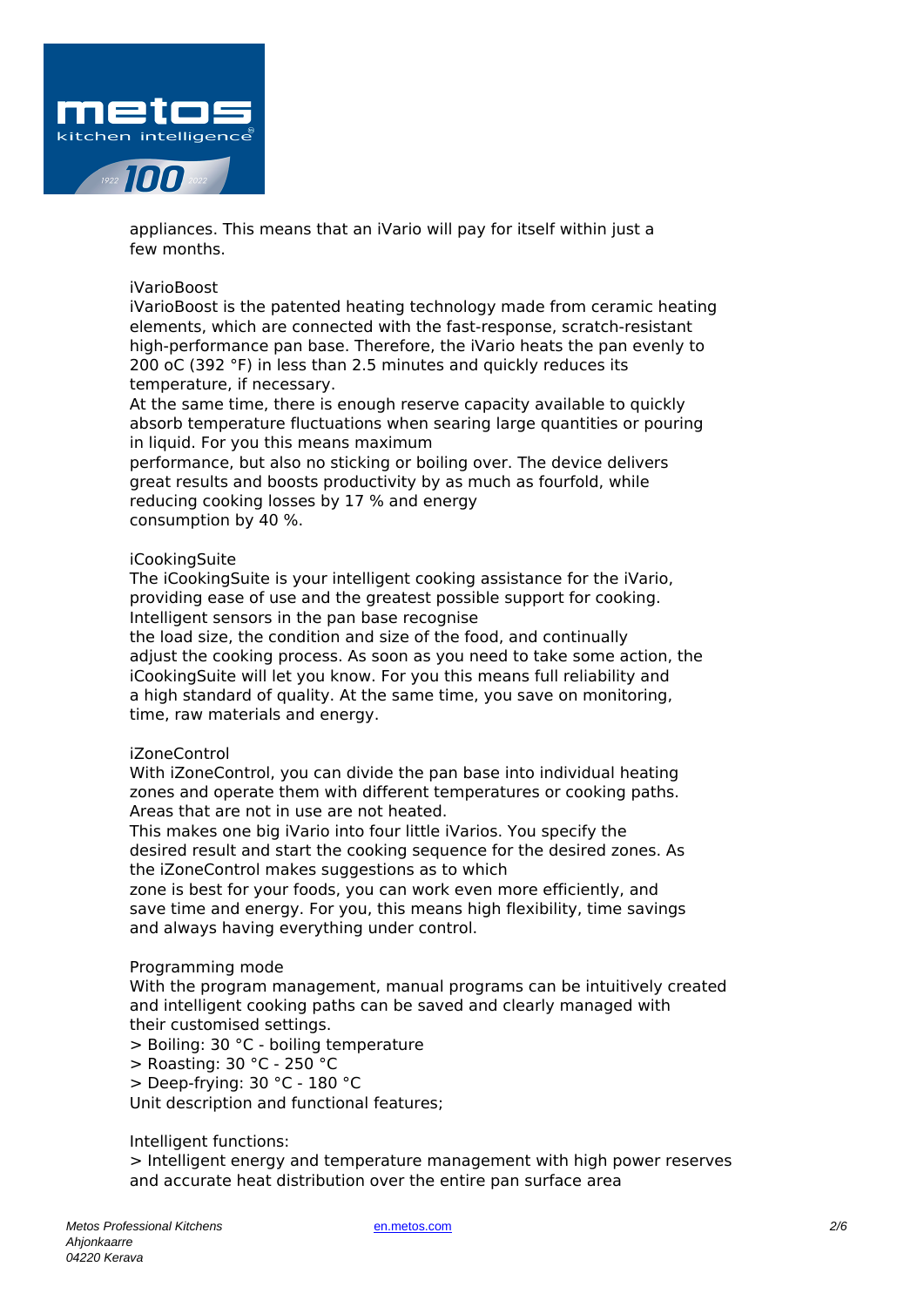appliances. This means that an iVario will pay for itself within just a few months.

## iVarioBoost

iVarioBoost is the patented heating technology made from ceramic heating elements, which are connected with the fast-response, scratch-resistant high-performance pan base. Therefore, the iVario heats the pan evenly to 200 oC (392 °F) in less than 2.5 minutes and quickly reduces its temperature, if necessary.

At the same time, there is enough reserve capacity available to quickly absorb temperature fluctuations when searing large quantities or pouring in liquid. For you this means maximum performance, but also no sticking or boiling over. The device delivers great results and boosts productivity by as much as fourfold, while reducing cooking losses by 17 % and energy consumption by 40 %.

## iCookingSuite

The iCookingSuite is your intelligent cooking assistance for the iVario, providing ease of use and the greatest possible support for cooking. Intelligent sensors in the pan base recognise the load size, the condition and size of the food, and continually adjust the cooking process. As soon as you need to take some action, the iCookingSuite will let you know. For you this means full reliability and a high standard of quality. At the same time, you save on monitoring, time, raw materials and energy.

## iZoneControl

With iZoneControl, you can divide the pan base into individual heating zones and operate them with different temperatures or cooking paths. Areas that are not in use are not heated.

This makes one big iVario into four little iVarios. You specify the desired result and start the cooking sequence for the desired zones. As the iZoneControl makes suggestions as to which zone is best for your foods, you can work even more efficiently, and save time and energy. For you, this means high flexibility, time savings and always having everything under control.

## Programming mode

With the program management, manual programs can be intuitively created and intelligent cooking paths can be saved and clearly managed with their customised settings.

> Boiling: 30 °C - boiling temperature
> Roasting: 30 °C - 250 °C
> Deep-frying: 30 °C - 180 °C

Unit description and functional features;

Intelligent functions:

> Intelligent energy and temperature management with high power reserves and accurate heat distribution over the entire pan surface area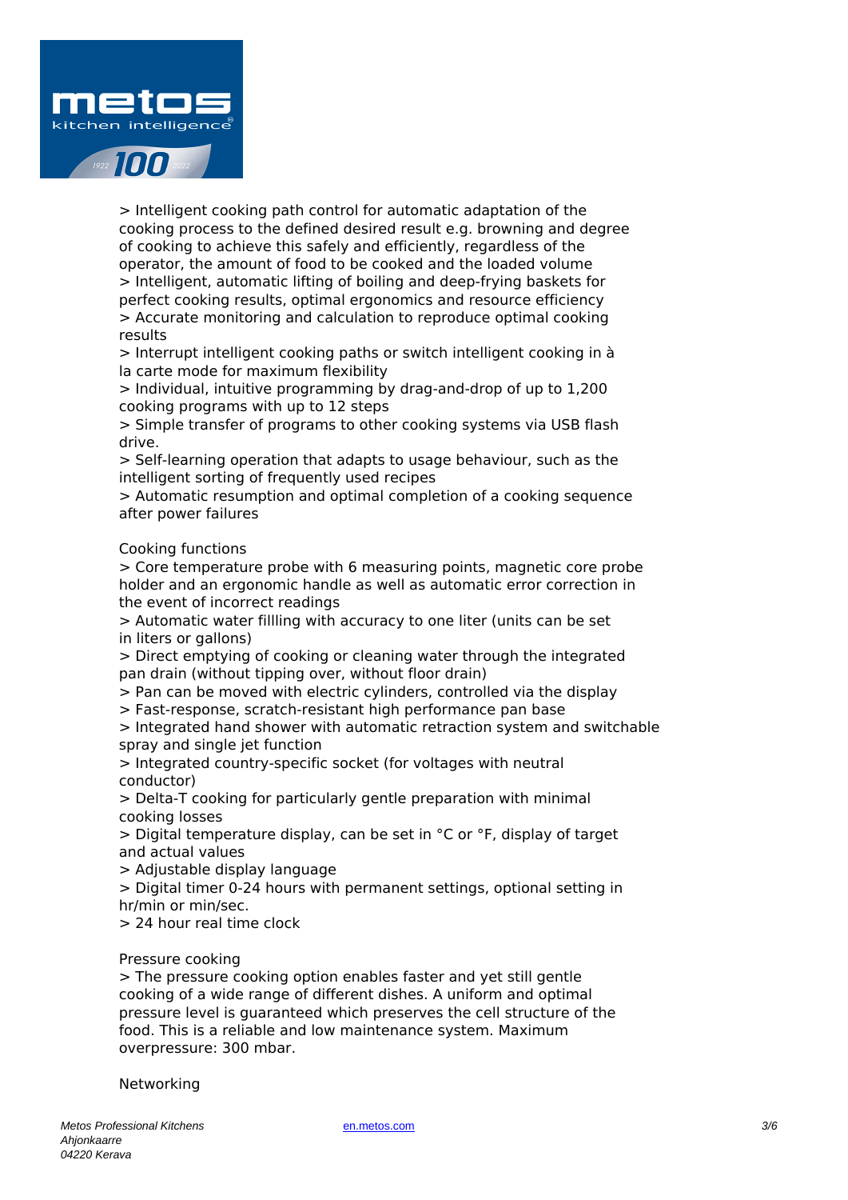> Intelligent cooking path control for automatic adaptation of the cooking process to the defined desired result e.g. browning and degree of cooking to achieve this safely and efficiently, regardless of the operator, the amount of food to be cooked and the loaded volume
> Intelligent, automatic lifting of boiling and deep-frying baskets for perfect cooking results, optimal ergonomics and resource efficiency
> Accurate monitoring and calculation to reproduce optimal cooking results
> Interrupt intelligent cooking paths or switch intelligent cooking in à la carte mode for maximum flexibility
> Individual, intuitive programming by drag-and-drop of up to 1,200 cooking programs with up to 12 steps
> Simple transfer of programs to other cooking systems via USB flash drive.
> Self-learning operation that adapts to usage behaviour, such as the intelligent sorting of frequently used recipes
> Automatic resumption and optimal completion of a cooking sequence after power failures

Cooking functions
> Core temperature probe with 6 measuring points, magnetic core probe holder and an ergonomic handle as well as automatic error correction in the event of incorrect readings
> Automatic water fillling with accuracy to one liter (units can be set in liters or gallons)
> Direct emptying of cooking or cleaning water through the integrated pan drain (without tipping over, without floor drain)
> Pan can be moved with electric cylinders, controlled via the display
> Fast-response, scratch-resistant high performance pan base
> Integrated hand shower with automatic retraction system and switchable spray and single jet function
> Integrated country-specific socket (for voltages with neutral conductor)
> Delta-T cooking for particularly gentle preparation with minimal cooking losses
> Digital temperature display, can be set in °C or °F, display of target and actual values
> Adjustable display language
> Digital timer 0-24 hours with permanent settings, optional setting in hr/min or min/sec.
> 24 hour real time clock

Pressure cooking
> The pressure cooking option enables faster and yet still gentle cooking of a wide range of different dishes. A uniform and optimal pressure level is guaranteed which preserves the cell structure of the food. This is a reliable and low maintenance system. Maximum overpressure: 300 mbar.

Networking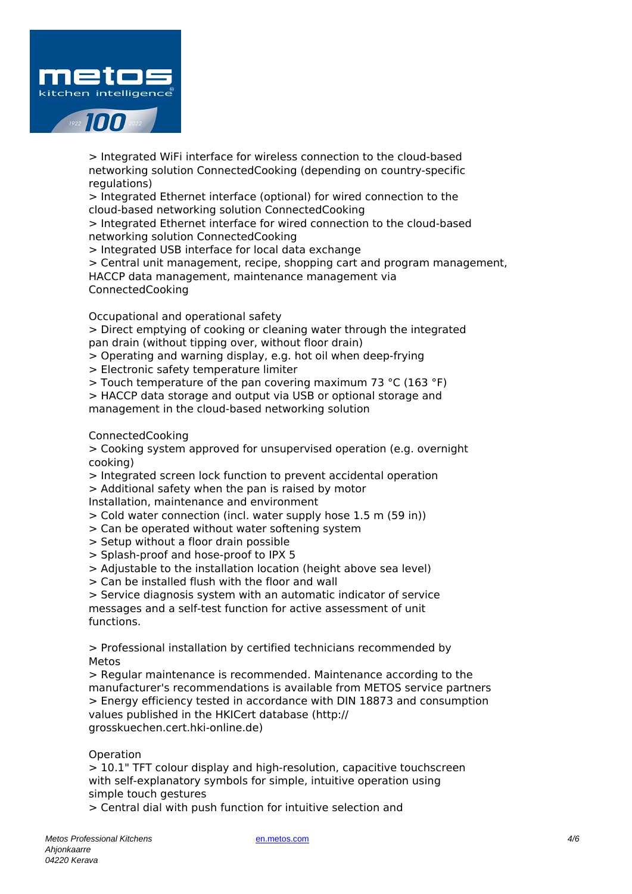> Integrated WiFi interface for wireless connection to the cloud-based networking solution ConnectedCooking (depending on country-specific regulations)
> Integrated Ethernet interface (optional) for wired connection to the cloud-based networking solution ConnectedCooking
> Integrated Ethernet interface for wired connection to the cloud-based networking solution ConnectedCooking
> Integrated USB interface for local data exchange
> Central unit management, recipe, shopping cart and program management, HACCP data management, maintenance management via ConnectedCooking

Occupational and operational safety
> Direct emptying of cooking or cleaning water through the integrated pan drain (without tipping over, without floor drain)
> Operating and warning display, e.g. hot oil when deep-frying
> Electronic safety temperature limiter
> Touch temperature of the pan covering maximum 73 °C (163 °F)
> HACCP data storage and output via USB or optional storage and management in the cloud-based networking solution

ConnectedCooking
> Cooking system approved for unsupervised operation (e.g. overnight cooking)
> Integrated screen lock function to prevent accidental operation
> Additional safety when the pan is raised by motor
Installation, maintenance and environment
> Cold water connection (incl. water supply hose 1.5 m (59 in))
> Can be operated without water softening system
> Setup without a floor drain possible
> Splash-proof and hose-proof to IPX 5
> Adjustable to the installation location (height above sea level)
> Can be installed flush with the floor and wall
> Service diagnosis system with an automatic indicator of service messages and a self-test function for active assessment of unit functions.

> Professional installation by certified technicians recommended by Metos
> Regular maintenance is recommended. Maintenance according to the manufacturer's recommendations is available from METOS service partners
> Energy efficiency tested in accordance with DIN 18873 and consumption values published in the HKICert database (http://grosskuechen.cert.hki-online.de)

Operation
> 10.1" TFT colour display and high-resolution, capacitive touchscreen with self-explanatory symbols for simple, intuitive operation using simple touch gestures
> Central dial with push function for intuitive selection and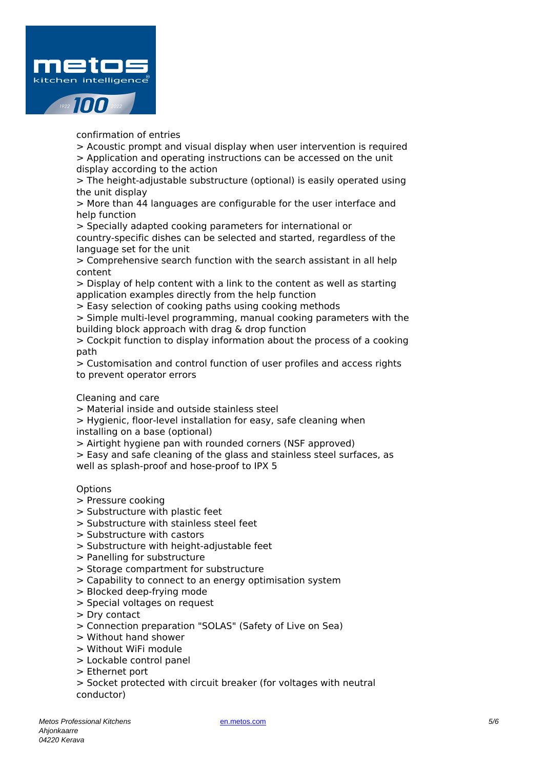confirmation of entries
> Acoustic prompt and visual display when user intervention is required
> Application and operating instructions can be accessed on the unit display according to the action
> The height-adjustable substructure (optional) is easily operated using the unit display
> More than 44 languages are configurable for the user interface and help function
> Specially adapted cooking parameters for international or country-specific dishes can be selected and started, regardless of the language set for the unit
> Comprehensive search function with the search assistant in all help content
> Display of help content with a link to the content as well as starting application examples directly from the help function
> Easy selection of cooking paths using cooking methods
> Simple multi-level programming, manual cooking parameters with the building block approach with drag & drop function
> Cockpit function to display information about the process of a cooking path
> Customisation and control function of user profiles and access rights to prevent operator errors

Cleaning and care
> Material inside and outside stainless steel
> Hygienic, floor-level installation for easy, safe cleaning when installing on a base (optional)
> Airtight hygiene pan with rounded corners (NSF approved)
> Easy and safe cleaning of the glass and stainless steel surfaces, as well as splash-proof and hose-proof to IPX 5

Options
> Pressure cooking
> Substructure with plastic feet
> Substructure with stainless steel feet
> Substructure with castors
> Substructure with height-adjustable feet
> Panelling for substructure
> Storage compartment for substructure
> Capability to connect to an energy optimisation system
> Blocked deep-frying mode
> Special voltages on request
> Dry contact
> Connection preparation "SOLAS" (Safety of Live on Sea)
> Without hand shower
> Without WiFi module
> Lockable control panel
> Ethernet port
> Socket protected with circuit breaker (for voltages with neutral conductor)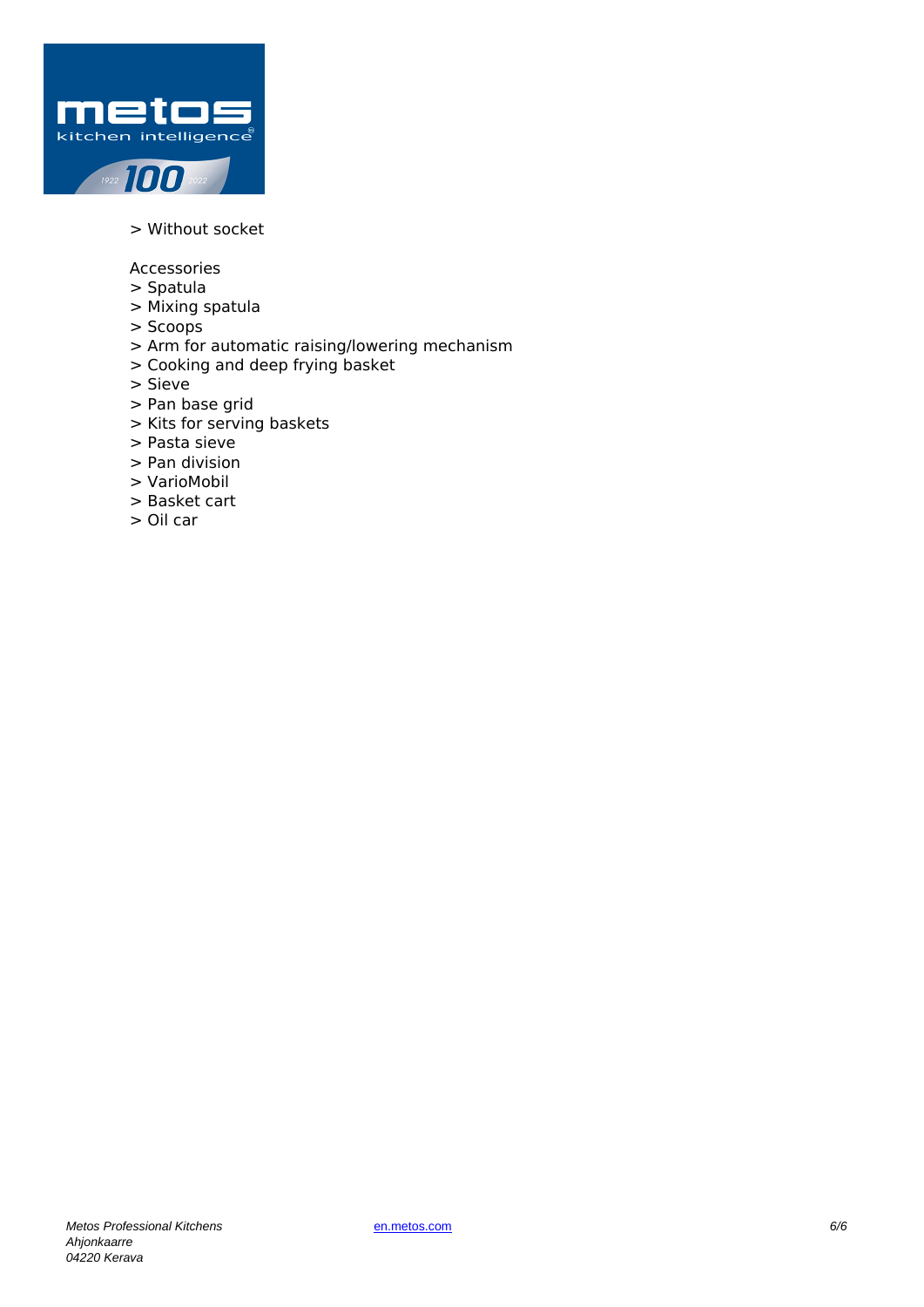> Without socket

Accessories
> Spatula
> Mixing spatula
> Scoops
> Arm for automatic raising/lowering mechanism
> Cooking and deep frying basket
> Sieve
> Pan base grid
> Kits for serving baskets
> Pasta sieve
> Pan division
> VarioMobil
> Basket cart
> Oil car